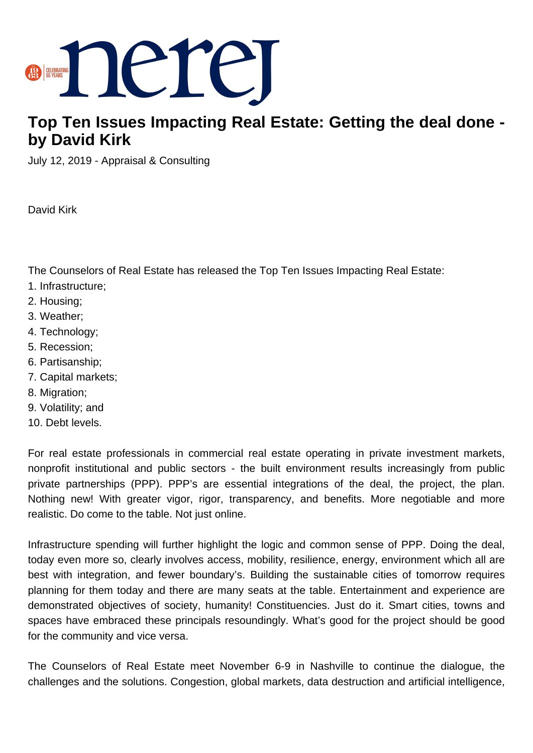# Top Ten Issues Impacting Real Estate: Getting the deal done - by David Kirk

July 12, 2019 - Appraisal & Consulting

David Kirk

The Counselors of Real Estate has released the Top Ten Issues Impacting Real Estate:

1. Infrastructure;
2. Housing;
3. Weather;
4. Technology;
5. Recession;
6. Partisanship;
7. Capital markets;
8. Migration;
9. Volatility; and
10. Debt levels.

For real estate professionals in commercial real estate operating in private investment markets, nonprofit institutional and public sectors - the built environment results increasingly from public private partnerships (PPP). PPP's are essential integrations of the deal, the project, the plan. Nothing new! With greater vigor, rigor, transparency, and benefits. More negotiable and more realistic. Do come to the table. Not just online.

Infrastructure spending will further highlight the logic and common sense of PPP. Doing the deal, today even more so, clearly involves access, mobility, resilience, energy, environment which all are best with integration, and fewer boundary's. Building the sustainable cities of tomorrow requires planning for them today and there are many seats at the table. Entertainment and experience are demonstrated objectives of society, humanity! Constituencies. Just do it. Smart cities, towns and spaces have embraced these principals resoundingly. What's good for the project should be good for the community and vice versa.

The Counselors of Real Estate meet November 6-9 in Nashville to continue the dialogue, the challenges and the solutions. Congestion, global markets, data destruction and artificial intelligence,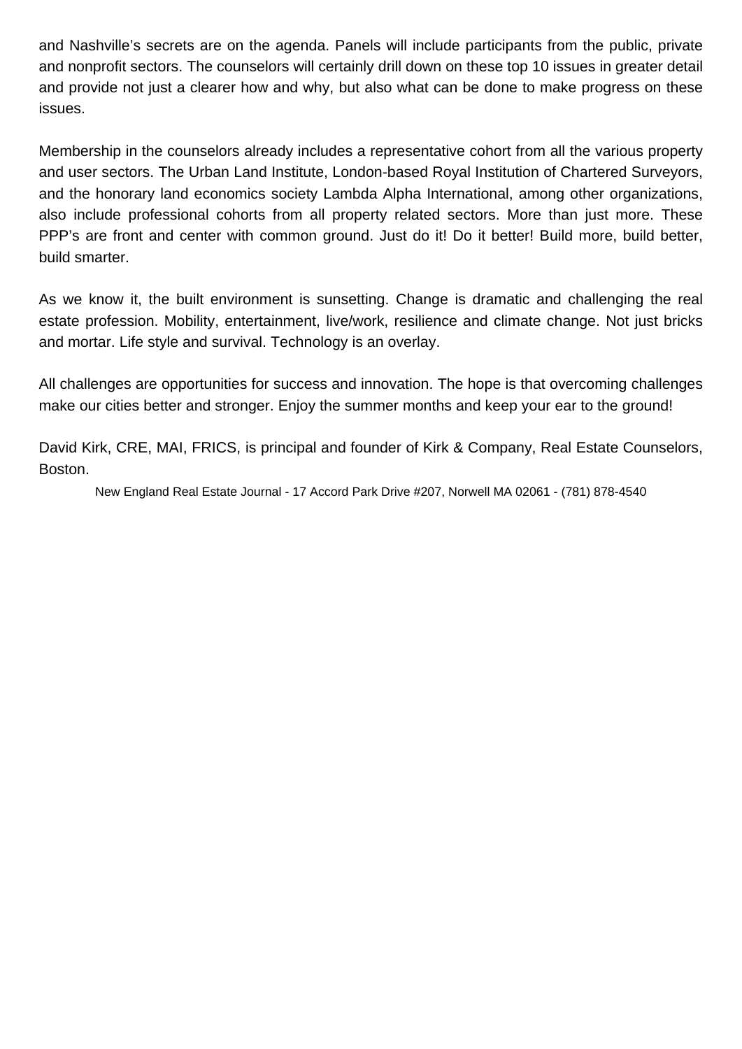and Nashville's secrets are on the agenda. Panels will include participants from the public, private and nonprofit sectors. The counselors will certainly drill down on these top 10 issues in greater detail and provide not just a clearer how and why, but also what can be done to make progress on these issues.

Membership in the counselors already includes a representative cohort from all the various property and user sectors. The Urban Land Institute, London-based Royal Institution of Chartered Surveyors, and the honorary land economics society Lambda Alpha International, among other organizations, also include professional cohorts from all property related sectors. More than just more. These PPP's are front and center with common ground. Just do it! Do it better! Build more, build better, build smarter.

As we know it, the built environment is sunsetting. Change is dramatic and challenging the real estate profession. Mobility, entertainment, live/work, resilience and climate change. Not just bricks and mortar. Life style and survival. Technology is an overlay.

All challenges are opportunities for success and innovation. The hope is that overcoming challenges make our cities better and stronger. Enjoy the summer months and keep your ear to the ground!

David Kirk, CRE, MAI, FRICS, is principal and founder of Kirk & Company, Real Estate Counselors, Boston.